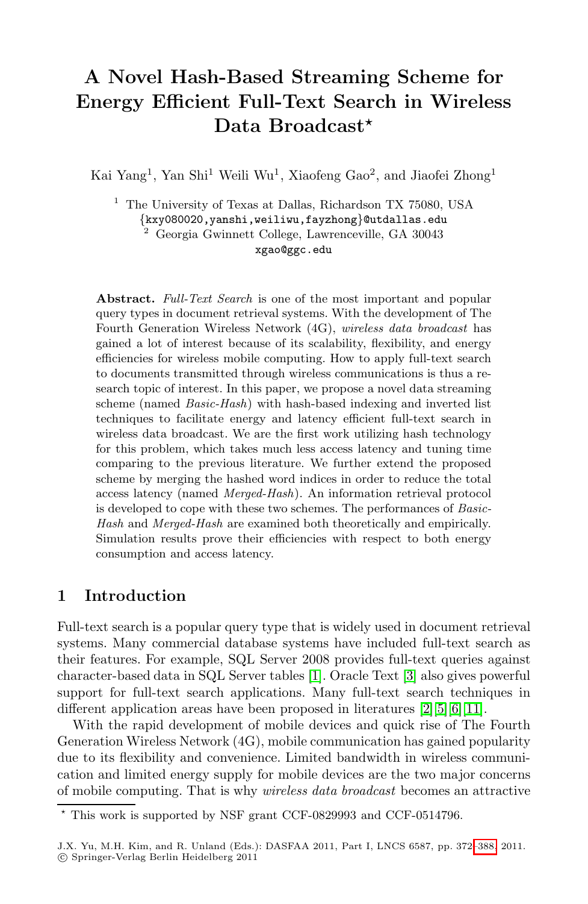# A Novel Hash-Based Streaming Scheme for Energy Efficient Full-Text Search in Wireless Data Broadcast*

Kai Yang[1], Yan Shi[1] Weili Wu[1], Xiaofeng Gao[2], and Jiaofei Zhong[1]

[1] The University of Texas at Dallas, Richardson TX 75080, USA
{kxy080020,yanshi,weiliwu,fayzhong}@utdallas.edu
[2] Georgia Gwinnett College, Lawrenceville, GA 30043
xgao@ggc.edu

**Abstract.** *Full-Text Search* is one of the most important and popular query types in document retrieval systems. With the development of The Fourth Generation Wireless Network (4G), *wireless data broadcast* has gained a lot of interest because of its scalability, flexibility, and energy efficiencies for wireless mobile computing. How to apply full-text search to documents transmitted through wireless communications is thus a research topic of interest. In this paper, we propose a novel data streaming scheme (named *Basic-Hash*) with hash-based indexing and inverted list techniques to facilitate energy and latency efficient full-text search in wireless data broadcast. We are the first work utilizing hash technology for this problem, which takes much less access latency and tuning time comparing to the previous literature. We further extend the proposed scheme by merging the hashed word indices in order to reduce the total access latency (named *Merged-Hash*). An information retrieval protocol is developed to cope with these two schemes. The performances of *Basic-Hash* and *Merged-Hash* are examined both theoretically and empirically. Simulation results prove their efficiencies with respect to both energy consumption and access latency.

## 1 Introduction

Full-text search is a popular query type that is widely used in document retrieval systems. Many commercial database systems have included full-text search as their features. For example, SQL Server 2008 provides full-text queries against character-based data in SQL Server tables [1]. Oracle Text [3] also gives powerful support for full-text search applications. Many full-text search techniques in different application areas have been proposed in literatures [2][5][6][11].

With the rapid development of mobile devices and quick rise of The Fourth Generation Wireless Network (4G), mobile communication has gained popularity due to its flexibility and convenience. Limited bandwidth in wireless communication and limited energy supply for mobile devices are the two major concerns of mobile computing. That is why *wireless data broadcast* becomes an attractive

* This work is supported by NSF grant CCF-0829993 and CCF-0514796.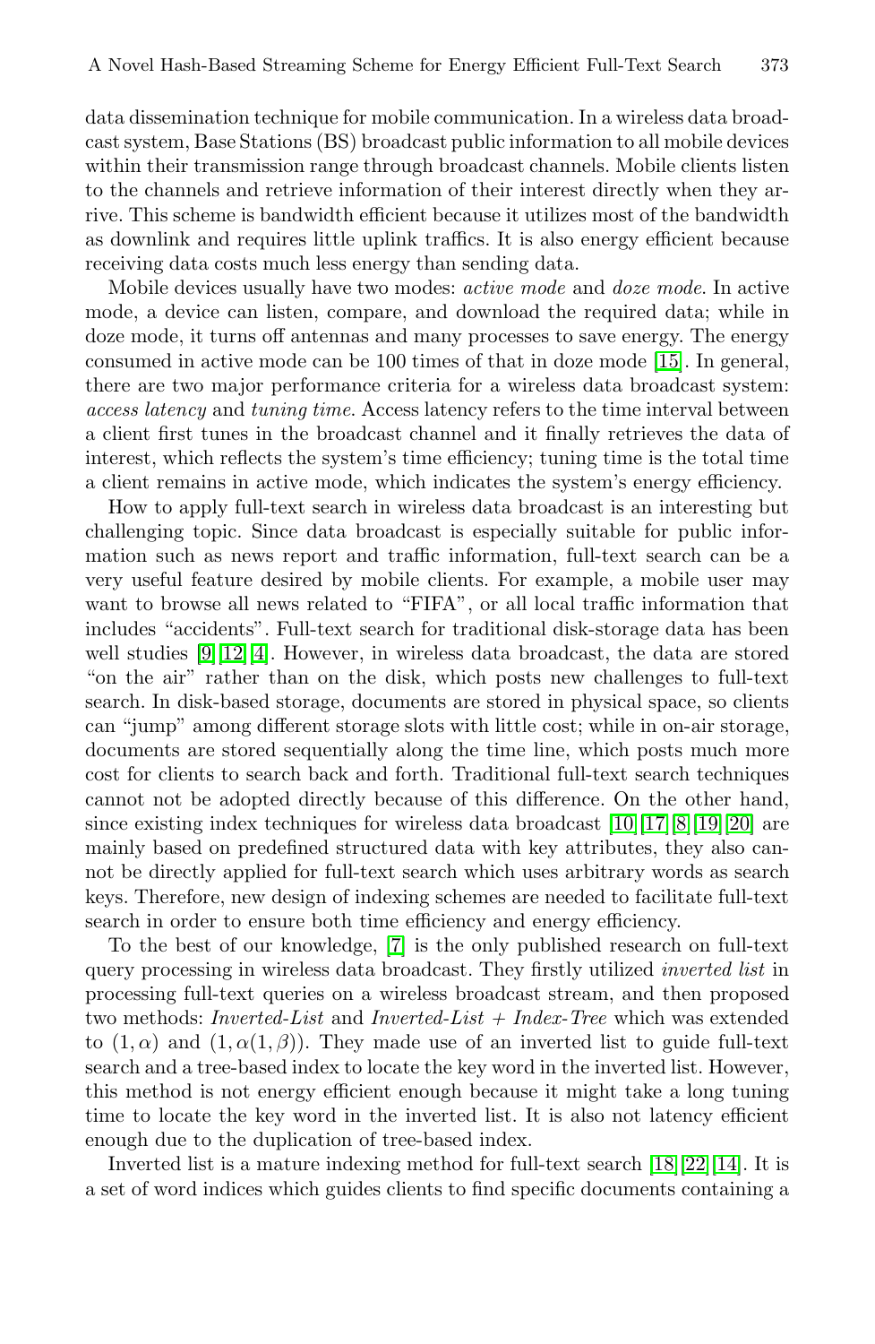data dissemination technique for mobile communication. In a wireless data broadcast system, Base Stations (BS) broadcast public information to all mobile devices within their transmission range through broadcast channels. Mobile clients listen to the channels and retrieve information of their interest directly when they arrive. This scheme is bandwidth efficient because it utilizes most of the bandwidth as downlink and requires little uplink traffics. It is also energy efficient because receiving data costs much less energy than sending data.

Mobile devices usually have two modes: *active mode* and *doze mode*. In active mode, a device can listen, compare, and download the required data; while in doze mode, it turns off antennas and many processes to save energy. The energy consumed in active mode can be 100 times of that in doze mode [15]. In general, there are two major performance criteria for a wireless data broadcast system: *access latency* and *tuning time*. Access latency refers to the time interval between a client first tunes in the broadcast channel and it finally retrieves the data of interest, which reflects the system's time efficiency; tuning time is the total time a client remains in active mode, which indicates the system's energy efficiency.

How to apply full-text search in wireless data broadcast is an interesting but challenging topic. Since data broadcast is especially suitable for public information such as news report and traffic information, full-text search can be a very useful feature desired by mobile clients. For example, a mobile user may want to browse all news related to "FIFA", or all local traffic information that includes "accidents". Full-text search for traditional disk-storage data has been well studies [9][12][4]. However, in wireless data broadcast, the data are stored "on the air" rather than on the disk, which posts new challenges to full-text search. In disk-based storage, documents are stored in physical space, so clients can "jump" among different storage slots with little cost; while in on-air storage, documents are stored sequentially along the time line, which posts much more cost for clients to search back and forth. Traditional full-text search techniques cannot not be adopted directly because of this difference. On the other hand, since existing index techniques for wireless data broadcast [10][17][8][19][20] are mainly based on predefined structured data with key attributes, they also cannot be directly applied for full-text search which uses arbitrary words as search keys. Therefore, new design of indexing schemes are needed to facilitate full-text search in order to ensure both time efficiency and energy efficiency.

To the best of our knowledge, [7] is the only published research on full-text query processing in wireless data broadcast. They firstly utilized *inverted list* in processing full-text queries on a wireless broadcast stream, and then proposed two methods: *Inverted-List* and *Inverted-List + Index-Tree* which was extended to $(1, \alpha)$ and $(1, \alpha(1, \beta))$. They made use of an inverted list to guide full-text search and a tree-based index to locate the key word in the inverted list. However, this method is not energy efficient enough because it might take a long tuning time to locate the key word in the inverted list. It is also not latency efficient enough due to the duplication of tree-based index.

Inverted list is a mature indexing method for full-text search [18][22][14]. It is a set of word indices which guides clients to find specific documents containing a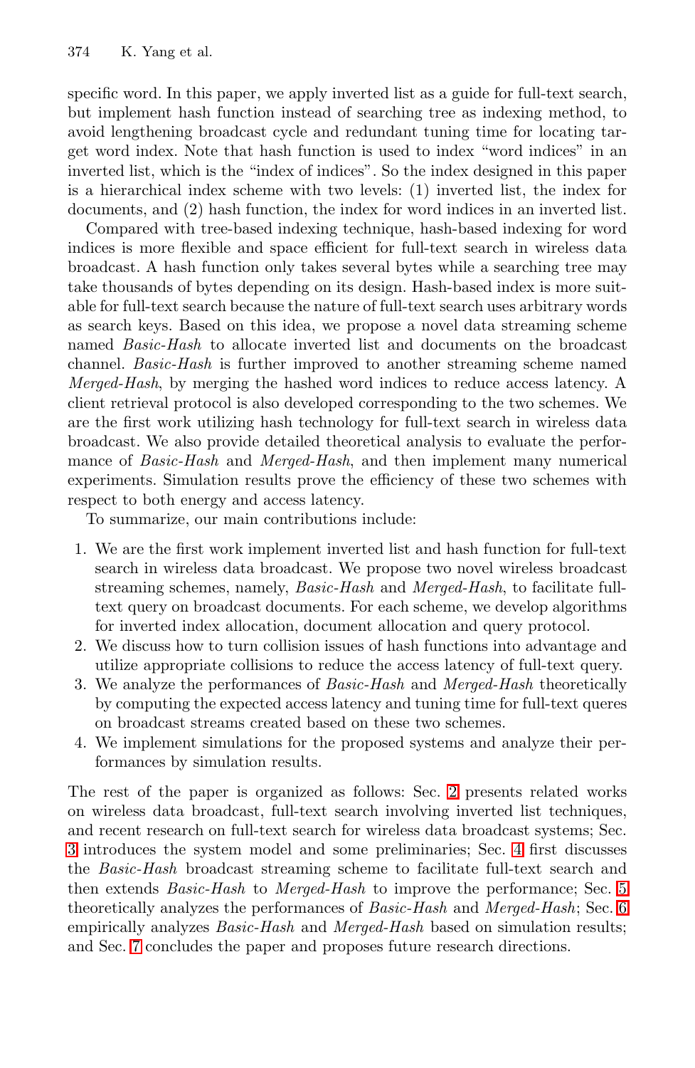specific word. In this paper, we apply inverted list as a guide for full-text search, but implement hash function instead of searching tree as indexing method, to avoid lengthening broadcast cycle and redundant tuning time for locating target word index. Note that hash function is used to index "word indices" in an inverted list, which is the "index of indices". So the index designed in this paper is a hierarchical index scheme with two levels: (1) inverted list, the index for documents, and (2) hash function, the index for word indices in an inverted list.

Compared with tree-based indexing technique, hash-based indexing for word indices is more flexible and space efficient for full-text search in wireless data broadcast. A hash function only takes several bytes while a searching tree may take thousands of bytes depending on its design. Hash-based index is more suitable for full-text search because the nature of full-text search uses arbitrary words as search keys. Based on this idea, we propose a novel data streaming scheme named *Basic-Hash* to allocate inverted list and documents on the broadcast channel. *Basic-Hash* is further improved to another streaming scheme named *Merged-Hash*, by merging the hashed word indices to reduce access latency. A client retrieval protocol is also developed corresponding to the two schemes. We are the first work utilizing hash technology for full-text search in wireless data broadcast. We also provide detailed theoretical analysis to evaluate the performance of *Basic-Hash* and *Merged-Hash*, and then implement many numerical experiments. Simulation results prove the efficiency of these two schemes with respect to both energy and access latency.

To summarize, our main contributions include:

1. We are the first work implement inverted list and hash function for full-text search in wireless data broadcast. We propose two novel wireless broadcast streaming schemes, namely, *Basic-Hash* and *Merged-Hash*, to facilitate full-text query on broadcast documents. For each scheme, we develop algorithms for inverted index allocation, document allocation and query protocol.
2. We discuss how to turn collision issues of hash functions into advantage and utilize appropriate collisions to reduce the access latency of full-text query.
3. We analyze the performances of *Basic-Hash* and *Merged-Hash* theoretically by computing the expected access latency and tuning time for full-text queres on broadcast streams created based on these two schemes.
4. We implement simulations for the proposed systems and analyze their performances by simulation results.

The rest of the paper is organized as follows: Sec. 2 presents related works on wireless data broadcast, full-text search involving inverted list techniques, and recent research on full-text search for wireless data broadcast systems; Sec. 3 introduces the system model and some preliminaries; Sec. 4 first discusses the *Basic-Hash* broadcast streaming scheme to facilitate full-text search and then extends *Basic-Hash* to *Merged-Hash* to improve the performance; Sec. 5 theoretically analyzes the performances of *Basic-Hash* and *Merged-Hash*; Sec. 6 empirically analyzes *Basic-Hash* and *Merged-Hash* based on simulation results; and Sec. 7 concludes the paper and proposes future research directions.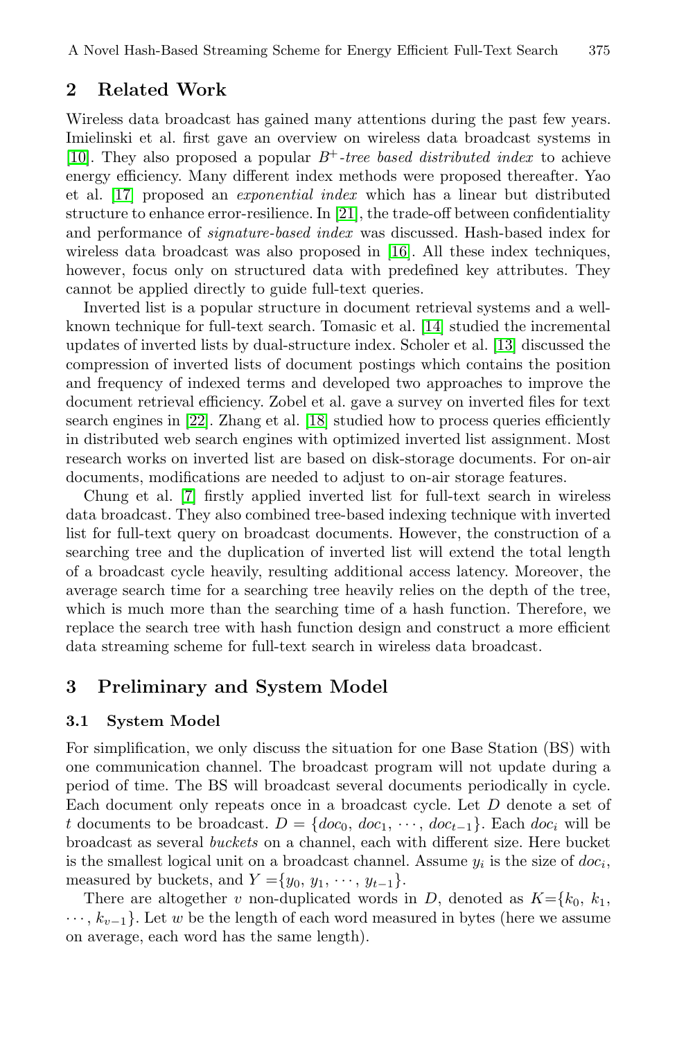## 2 Related Work

Wireless data broadcast has gained many attentions during the past few years. Imielinski et al. first gave an overview on wireless data broadcast systems in [10]. They also proposed a popular *$B^+$-tree based distributed index* to achieve energy efficiency. Many different index methods were proposed thereafter. Yao et al. [17] proposed an *exponential index* which has a linear but distributed structure to enhance error-resilience. In [21], the trade-off between confidentiality and performance of *signature-based index* was discussed. Hash-based index for wireless data broadcast was also proposed in [16]. All these index techniques, however, focus only on structured data with predefined key attributes. They cannot be applied directly to guide full-text queries.

Inverted list is a popular structure in document retrieval systems and a well-known technique for full-text search. Tomasic et al. [14] studied the incremental updates of inverted lists by dual-structure index. Scholer et al. [13] discussed the compression of inverted lists of document postings which contains the position and frequency of indexed terms and developed two approaches to improve the document retrieval efficiency. Zobel et al. gave a survey on inverted files for text search engines in [22]. Zhang et al. [18] studied how to process queries efficiently in distributed web search engines with optimized inverted list assignment. Most research works on inverted list are based on disk-storage documents. For on-air documents, modifications are needed to adjust to on-air storage features.

Chung et al. [7] firstly applied inverted list for full-text search in wireless data broadcast. They also combined tree-based indexing technique with inverted list for full-text query on broadcast documents. However, the construction of a searching tree and the duplication of inverted list will extend the total length of a broadcast cycle heavily, resulting additional access latency. Moreover, the average search time for a searching tree heavily relies on the depth of the tree, which is much more than the searching time of a hash function. Therefore, we replace the search tree with hash function design and construct a more efficient data streaming scheme for full-text search in wireless data broadcast.

## 3 Preliminary and System Model

### 3.1 System Model

For simplification, we only discuss the situation for one Base Station (BS) with one communication channel. The broadcast program will not update during a period of time. The BS will broadcast several documents periodically in cycle. Each document only repeats once in a broadcast cycle. Let $D$ denote a set of $t$ documents to be broadcast. $D = \{doc_0, doc_1, \cdots, doc_{t-1}\}$. Each $doc_i$ will be broadcast as several *buckets* on a channel, each with different size. Here bucket is the smallest logical unit on a broadcast channel. Assume $y_i$ is the size of $doc_i$, measured by buckets, and $Y = \{y_0, y_1, \cdots, y_{t-1}\}$.

There are altogether $v$ non-duplicated words in $D$, denoted as $K = \{k_0, k_1, \cdots, k_{v-1}\}$. Let $w$ be the length of each word measured in bytes (here we assume on average, each word has the same length).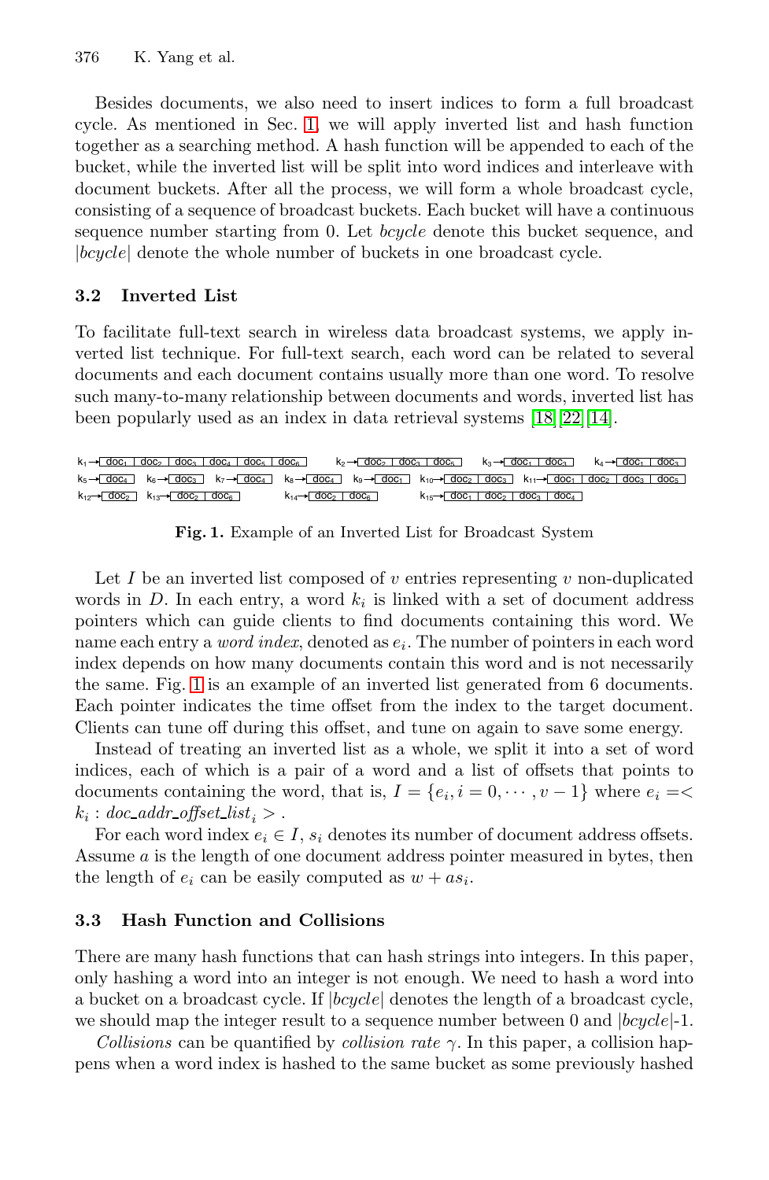Besides documents, we also need to insert indices to form a full broadcast cycle. As mentioned in Sec. 1, we will apply inverted list and hash function together as a searching method. A hash function will be appended to each of the bucket, while the inverted list will be split into word indices and interleave with document buckets. After all the process, we will form a whole broadcast cycle, consisting of a sequence of broadcast buckets. Each bucket will have a continuous sequence number starting from 0. Let *bcycle* denote this bucket sequence, and $|bcycle|$ denote the whole number of buckets in one broadcast cycle.

### 3.2 Inverted List

To facilitate full-text search in wireless data broadcast systems, we apply inverted list technique. For full-text search, each word can be related to several documents and each document contains usually more than one word. To resolve such many-to-many relationship between documents and words, inverted list has been popularly used as an index in data retrieval systems [18][22][14].

$k_1 \rightarrow$ doc1 | doc2 | doc3 | doc4 | doc5 | doc6 &nbsp;&nbsp; $k_2 \rightarrow$ doc2 | doc3 | doc5 &nbsp;&nbsp; $k_3 \rightarrow$ doc1 | doc3 &nbsp;&nbsp; $k_4 \rightarrow$ doc1 | doc3

$k_5 \rightarrow$ doc4 &nbsp;&nbsp; $k_6 \rightarrow$ doc3 &nbsp;&nbsp; $k_7 \rightarrow$ doc4 &nbsp;&nbsp; $k_8 \rightarrow$ doc4 &nbsp;&nbsp; $k_9 \rightarrow$ doc1 &nbsp;&nbsp; $k_{10} \rightarrow$ doc2 | doc3 &nbsp;&nbsp; $k_{11} \rightarrow$ doc1 | doc2 | doc3 | doc5

$k_{12} \rightarrow$ doc2 &nbsp;&nbsp; $k_{13} \rightarrow$ doc2 | doc6 &nbsp;&nbsp; $k_{14} \rightarrow$ doc2 | doc6 &nbsp;&nbsp; $k_{15} \rightarrow$ doc1 | doc2 | doc3 | doc4

**Fig. 1.** Example of an Inverted List for Broadcast System

Let $I$ be an inverted list composed of $v$ entries representing $v$ non-duplicated words in $D$. In each entry, a word $k_i$ is linked with a set of document address pointers which can guide clients to find documents containing this word. We name each entry a *word index*, denoted as $e_i$. The number of pointers in each word index depends on how many documents contain this word and is not necessarily the same. Fig. 1 is an example of an inverted list generated from 6 documents. Each pointer indicates the time offset from the index to the target document. Clients can tune off during this offset, and tune on again to save some energy.

Instead of treating an inverted list as a whole, we split it into a set of word indices, each of which is a pair of a word and a list of offsets that points to documents containing the word, that is, $I = \{e_i, i = 0, \cdots, v-1\}$ where $e_i =< k_i : doc\_addr\_offset\_list_i >$.

For each word index $e_i \in I$, $s_i$ denotes its number of document address offsets. Assume $a$ is the length of one document address pointer measured in bytes, then the length of $e_i$ can be easily computed as $w + as_i$.

### 3.3 Hash Function and Collisions

There are many hash functions that can hash strings into integers. In this paper, only hashing a word into an integer is not enough. We need to hash a word into a bucket on a broadcast cycle. If $|bcycle|$ denotes the length of a broadcast cycle, we should map the integer result to a sequence number between 0 and $|bcycle|$-1.

*Collisions* can be quantified by *collision rate* $\gamma$. In this paper, a collision happens when a word index is hashed to the same bucket as some previously hashed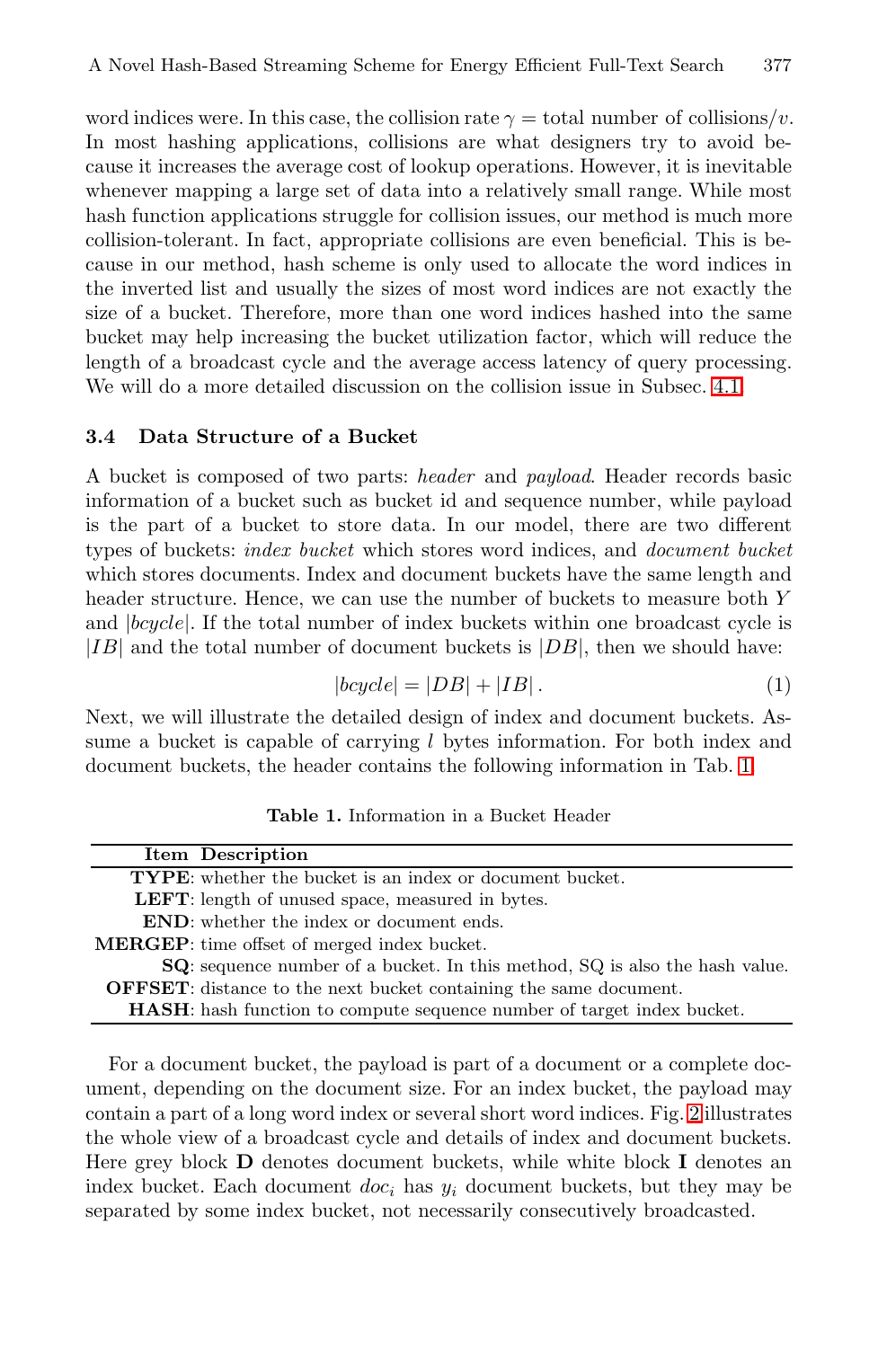word indices were. In this case, the collision rate $\gamma$ = total number of collisions/$v$. In most hashing applications, collisions are what designers try to avoid because it increases the average cost of lookup operations. However, it is inevitable whenever mapping a large set of data into a relatively small range. While most hash function applications struggle for collision issues, our method is much more collision-tolerant. In fact, appropriate collisions are even beneficial. This is because in our method, hash scheme is only used to allocate the word indices in the inverted list and usually the sizes of most word indices are not exactly the size of a bucket. Therefore, more than one word indices hashed into the same bucket may help increasing the bucket utilization factor, which will reduce the length of a broadcast cycle and the average access latency of query processing. We will do a more detailed discussion on the collision issue in Subsec. 4.1.

### 3.4 Data Structure of a Bucket

A bucket is composed of two parts: *header* and *payload*. Header records basic information of a bucket such as bucket id and sequence number, while payload is the part of a bucket to store data. In our model, there are two different types of buckets: *index bucket* which stores word indices, and *document bucket* which stores documents. Index and document buckets have the same length and header structure. Hence, we can use the number of buckets to measure both $Y$ and $|bcycle|$. If the total number of index buckets within one broadcast cycle is $|IB|$ and the total number of document buckets is $|DB|$, then we should have:

$$|bcycle| = |DB| + |IB| . \tag{1}$$

Next, we will illustrate the detailed design of index and document buckets. Assume a bucket is capable of carrying $l$ bytes information. For both index and document buckets, the header contains the following information in Tab. 1.

**Table 1.** Information in a Bucket Header

| Item | Description |
|---:|---|
| **TYPE**: | whether the bucket is an index or document bucket. |
| **LEFT**: | length of unused space, measured in bytes. |
| **END**: | whether the index or document ends. |
| **MERGEP**: | time offset of merged index bucket. |
| **SQ**: | sequence number of a bucket. In this method, SQ is also the hash value. |
| **OFFSET**: | distance to the next bucket containing the same document. |
| **HASH**: | hash function to compute sequence number of target index bucket. |

For a document bucket, the payload is part of a document or a complete document, depending on the document size. For an index bucket, the payload may contain a part of a long word index or several short word indices. Fig. 2 illustrates the whole view of a broadcast cycle and details of index and document buckets. Here grey block **D** denotes document buckets, while white block **I** denotes an index bucket. Each document $doc_i$ has $y_i$ document buckets, but they may be separated by some index bucket, not necessarily consecutively broadcasted.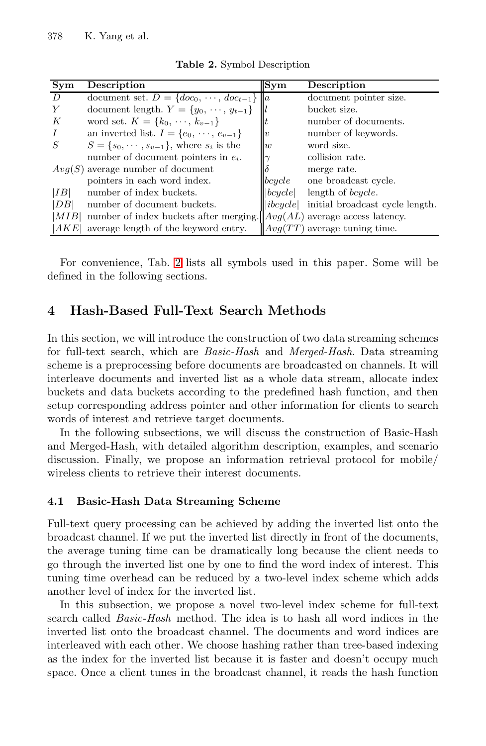**Table 2.** Symbol Description

| Sym | Description | Sym | Description |
|---|---|---|---|
| $D$ | document set. $D = \{doc_0, \cdots, doc_{t-1}\}$ | $a$ | document pointer size. |
| $Y$ | document length. $Y = \{y_0, \cdots, y_{t-1}\}$ | $l$ | bucket size. |
| $K$ | word set. $K = \{k_0, \cdots, k_{v-1}\}$ | $t$ | number of documents. |
| $I$ | an inverted list. $I = \{e_0, \cdots, e_{v-1}\}$ | $v$ | number of keywords. |
| $S$ | $S = \{s_0, \cdots, s_{v-1}\}$, where $s_i$ is the number of document pointers in $e_i$. | $w$ | word size. |
| | | $\gamma$ | collision rate. |
| $Avg(S)$ | average number of document pointers in each word index. | $\delta$ | merge rate. |
| | | $bcycle$ | one broadcast cycle. |
| $\|IB\|$ | number of index buckets. | $\|bcycle\|$ | length of $bcycle$. |
| $\|DB\|$ | number of document buckets. | $\|ibcycle\|$ | initial broadcast cycle length. |
| $\|MIB\|$ | number of index buckets after merging. | $Avg(AL)$ | average access latency. |
| $\|AKE\|$ | average length of the keyword entry. | $Avg(TT)$ | average tuning time. |

For convenience, Tab. 2 lists all symbols used in this paper. Some will be defined in the following sections.

## 4 Hash-Based Full-Text Search Methods

In this section, we will introduce the construction of two data streaming schemes for full-text search, which are *Basic-Hash* and *Merged-Hash*. Data streaming scheme is a preprocessing before documents are broadcasted on channels. It will interleave documents and inverted list as a whole data stream, allocate index buckets and data buckets according to the predefined hash function, and then setup corresponding address pointer and other information for clients to search words of interest and retrieve target documents.

In the following subsections, we will discuss the construction of Basic-Hash and Merged-Hash, with detailed algorithm description, examples, and scenario discussion. Finally, we propose an information retrieval protocol for mobile/wireless clients to retrieve their interest documents.

### 4.1 Basic-Hash Data Streaming Scheme

Full-text query processing can be achieved by adding the inverted list onto the broadcast channel. If we put the inverted list directly in front of the documents, the average tuning time can be dramatically long because the client needs to go through the inverted list one by one to find the word index of interest. This tuning time overhead can be reduced by a two-level index scheme which adds another level of index for the inverted list.

In this subsection, we propose a novel two-level index scheme for full-text search called *Basic-Hash* method. The idea is to hash all word indices in the inverted list onto the broadcast channel. The documents and word indices are interleaved with each other. We choose hashing rather than tree-based indexing as the index for the inverted list because it is faster and doesn't occupy much space. Once a client tunes in the broadcast channel, it reads the hash function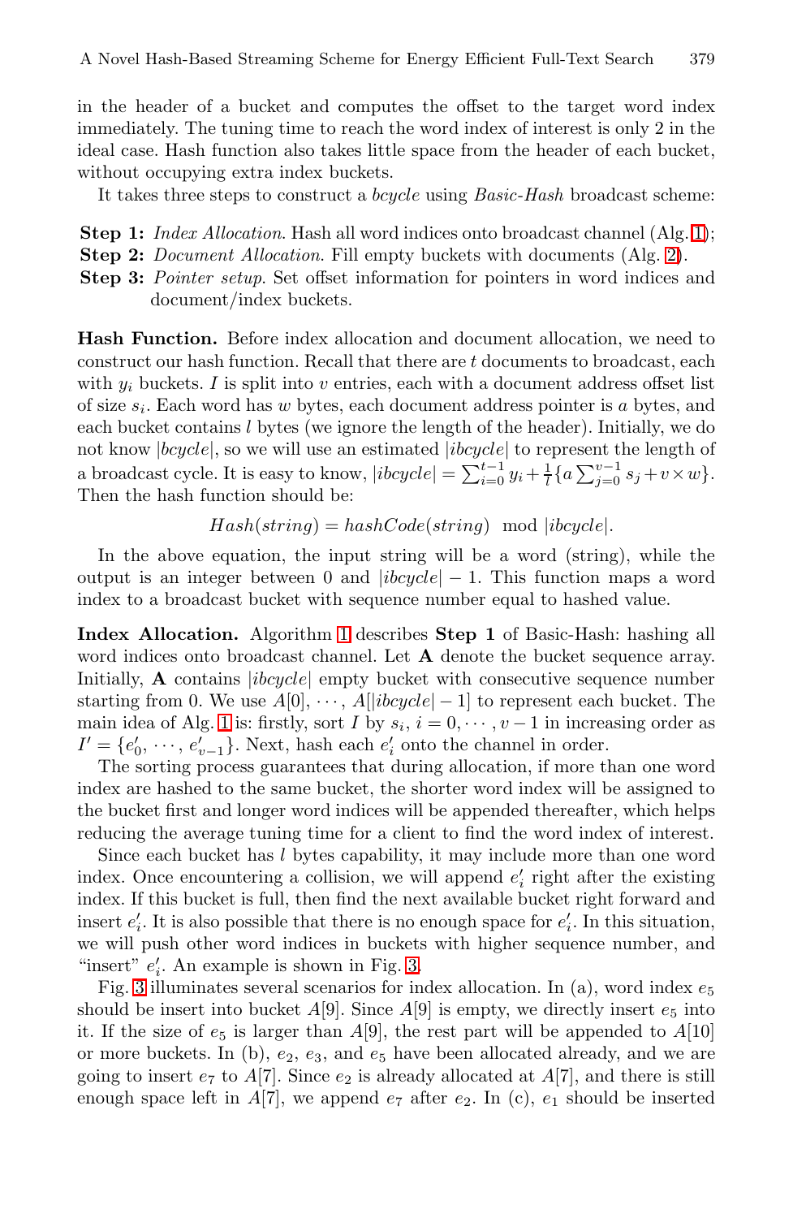in the header of a bucket and computes the offset to the target word index immediately. The tuning time to reach the word index of interest is only 2 in the ideal case. Hash function also takes little space from the header of each bucket, without occupying extra index buckets.

It takes three steps to construct a *bcycle* using *Basic-Hash* broadcast scheme:

**Step 1:** *Index Allocation*. Hash all word indices onto broadcast channel (Alg. 1);
**Step 2:** *Document Allocation*. Fill empty buckets with documents (Alg. 2).
**Step 3:** *Pointer setup*. Set offset information for pointers in word indices and document/index buckets.

**Hash Function.** Before index allocation and document allocation, we need to construct our hash function. Recall that there are $t$ documents to broadcast, each with $y_i$ buckets. $I$ is split into $v$ entries, each with a document address offset list of size $s_i$. Each word has $w$ bytes, each document address pointer is $a$ bytes, and each bucket contains $l$ bytes (we ignore the length of the header). Initially, we do not know $|bcycle|$, so we will use an estimated $|ibcycle|$ to represent the length of a broadcast cycle. It is easy to know, $|ibcycle| = \sum_{i=0}^{t-1} y_i + \frac{1}{l}\{a\sum_{j=0}^{v-1} s_j + v \times w\}$. Then the hash function should be:

$$Hash(string) = hashCode(string) \mod |ibcycle|.$$

In the above equation, the input string will be a word (string), while the output is an integer between 0 and $|ibcycle| - 1$. This function maps a word index to a broadcast bucket with sequence number equal to hashed value.

**Index Allocation.** Algorithm 1 describes **Step 1** of Basic-Hash: hashing all word indices onto broadcast channel. Let $\mathbf{A}$ denote the bucket sequence array. Initially, $\mathbf{A}$ contains $|ibcycle|$ empty bucket with consecutive sequence number starting from 0. We use $A[0], \cdots, A[|ibcycle| - 1]$ to represent each bucket. The main idea of Alg. 1 is: firstly, sort $I$ by $s_i$, $i = 0, \cdots, v-1$ in increasing order as $I' = \{e'_0, \cdots, e'_{v-1}\}$. Next, hash each $e'_i$ onto the channel in order.

The sorting process guarantees that during allocation, if more than one word index are hashed to the same bucket, the shorter word index will be assigned to the bucket first and longer word indices will be appended thereafter, which helps reducing the average tuning time for a client to find the word index of interest.

Since each bucket has $l$ bytes capability, it may include more than one word index. Once encountering a collision, we will append $e'_i$ right after the existing index. If this bucket is full, then find the next available bucket right forward and insert $e'_i$. It is also possible that there is no enough space for $e'_i$. In this situation, we will push other word indices in buckets with higher sequence number, and "insert" $e'_i$. An example is shown in Fig. 3.

Fig. 3 illuminates several scenarios for index allocation. In (a), word index $e_5$ should be insert into bucket $A[9]$. Since $A[9]$ is empty, we directly insert $e_5$ into it. If the size of $e_5$ is larger than $A[9]$, the rest part will be appended to $A[10]$ or more buckets. In (b), $e_2$, $e_3$, and $e_5$ have been allocated already, and we are going to insert $e_7$ to $A[7]$. Since $e_2$ is already allocated at $A[7]$, and there is still enough space left in $A[7]$, we append $e_7$ after $e_2$. In (c), $e_1$ should be inserted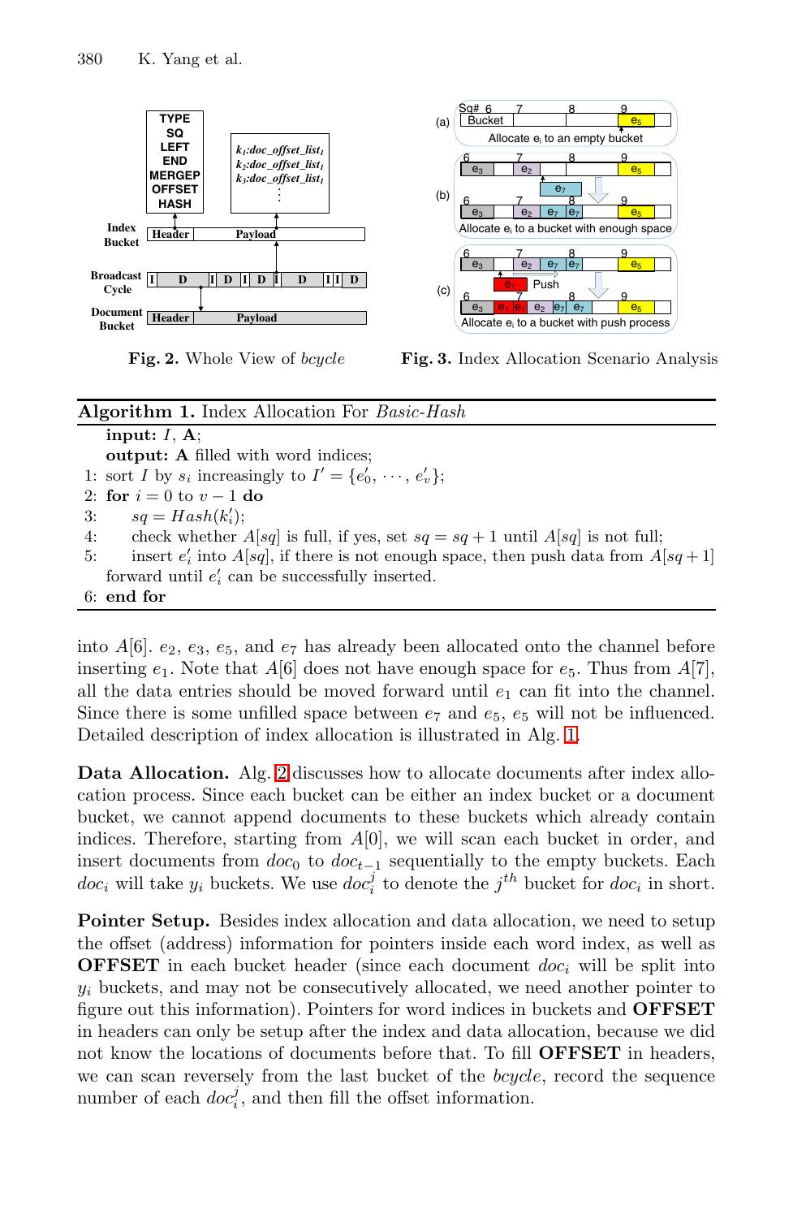**Fig. 2.** Whole View of *bcycle*

**Fig. 3.** Index Allocation Scenario Analysis

---

**Algorithm 1.** Index Allocation For *Basic-Hash*

**input:** $I$, $\mathbf{A}$;
**output:** $\mathbf{A}$ filled with word indices;

1: sort $I$ by $s_i$ increasingly to $I' = \{e'_0, \cdots, e'_v\}$;
2: **for** $i = 0$ to $v - 1$ **do**
3: $\quad sq = Hash(k'_i)$;
4: $\quad$ check whether $A[sq]$ is full, if yes, set $sq = sq + 1$ until $A[sq]$ is not full;
5: $\quad$ insert $e'_i$ into $A[sq]$, if there is not enough space, then push data from $A[sq+1]$ forward until $e'_i$ can be successfully inserted.
6: **end for**

---

into $A[6]$. $e_2$, $e_3$, $e_5$, and $e_7$ has already been allocated onto the channel before inserting $e_1$. Note that $A[6]$ does not have enough space for $e_5$. Thus from $A[7]$, all the data entries should be moved forward until $e_1$ can fit into the channel. Since there is some unfilled space between $e_7$ and $e_5$, $e_5$ will not be influenced. Detailed description of index allocation is illustrated in Alg. 1.

**Data Allocation.** Alg. 2 discusses how to allocate documents after index allocation process. Since each bucket can be either an index bucket or a document bucket, we cannot append documents to these buckets which already contain indices. Therefore, starting from $A[0]$, we will scan each bucket in order, and insert documents from $doc_0$ to $doc_{t-1}$ sequentially to the empty buckets. Each $doc_i$ will take $y_i$ buckets. We use $doc_i^j$ to denote the $j^{th}$ bucket for $doc_i$ in short.

**Pointer Setup.** Besides index allocation and data allocation, we need to setup the offset (address) information for pointers inside each word index, as well as **OFFSET** in each bucket header (since each document $doc_i$ will be split into $y_i$ buckets, and may not be consecutively allocated, we need another pointer to figure out this information). Pointers for word indices in buckets and **OFFSET** in headers can only be setup after the index and data allocation, because we did not know the locations of documents before that. To fill **OFFSET** in headers, we can scan reversely from the last bucket of the *bcycle*, record the sequence number of each $doc_i^j$, and then fill the offset information.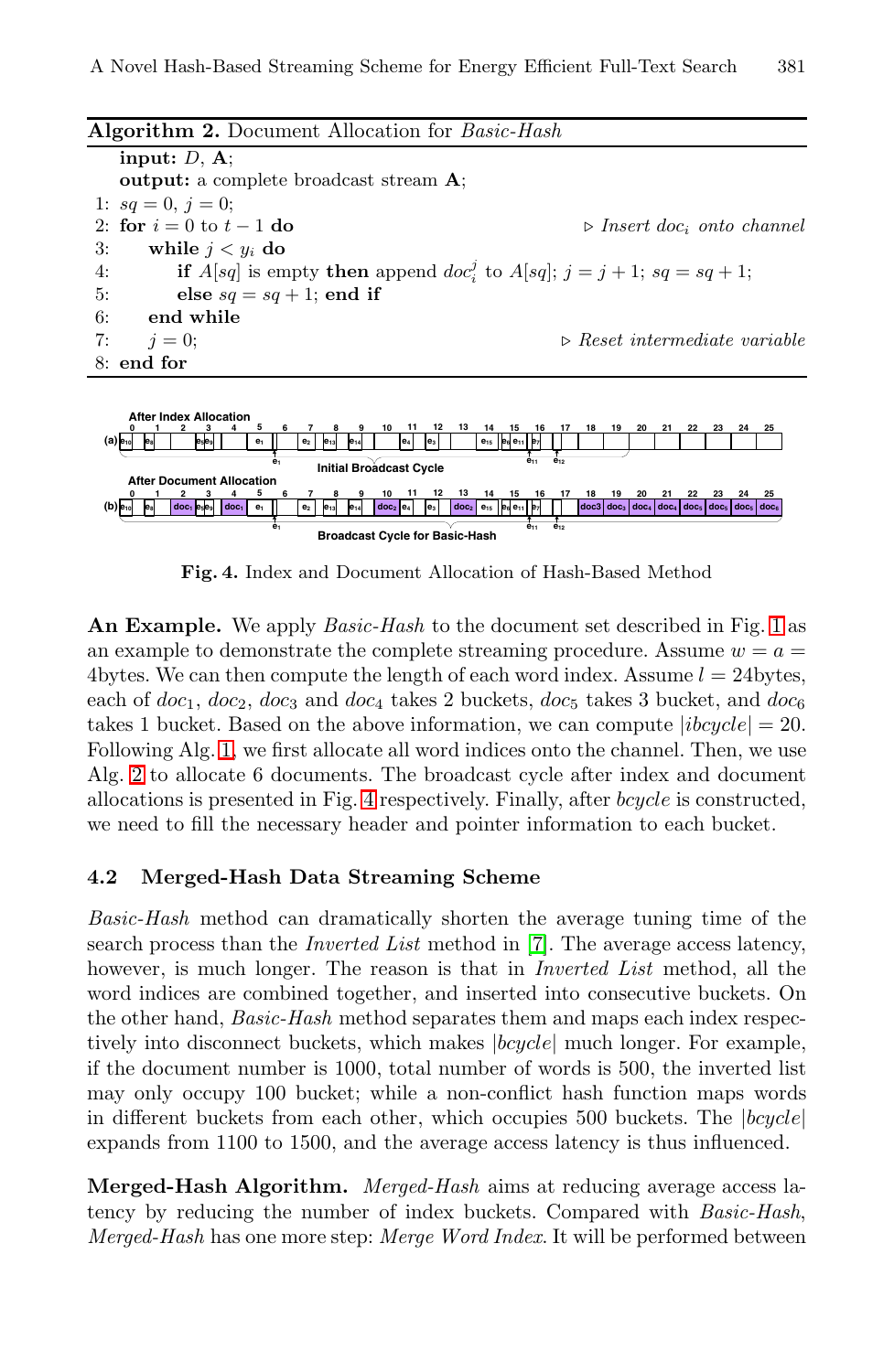**Algorithm 2.** Document Allocation for *Basic-Hash*

```
    input: D, A;
    output: a complete broadcast stream A;
1:  sq = 0, j = 0;
2:  for i = 0 to t − 1 do                                    ▷ Insert doc_i onto channel
3:      while j < y_i do
4:          if A[sq] is empty then append doc_i^j to A[sq]; j = j + 1; sq = sq + 1;
5:          else sq = sq + 1; end if
6:      end while
7:      j = 0;                                               ▷ Reset intermediate variable
8:  end for
```

**Fig. 4.** Index and Document Allocation of Hash-Based Method

**An Example.** We apply *Basic-Hash* to the document set described in Fig. 1 as an example to demonstrate the complete streaming procedure. Assume $w = a =$ 4bytes. We can then compute the length of each word index. Assume $l =$ 24bytes, each of $doc_1$, $doc_2$, $doc_3$ and $doc_4$ takes 2 buckets, $doc_5$ takes 3 bucket, and $doc_6$ takes 1 bucket. Based on the above information, we can compute $|ibcycle| = 20$. Following Alg. 1, we first allocate all word indices onto the channel. Then, we use Alg. 2 to allocate 6 documents. The broadcast cycle after index and document allocations is presented in Fig. 4 respectively. Finally, after *bcycle* is constructed, we need to fill the necessary header and pointer information to each bucket.

### 4.2 Merged-Hash Data Streaming Scheme

*Basic-Hash* method can dramatically shorten the average tuning time of the search process than the *Inverted List* method in [7]. The average access latency, however, is much longer. The reason is that in *Inverted List* method, all the word indices are combined together, and inserted into consecutive buckets. On the other hand, *Basic-Hash* method separates them and maps each index respectively into disconnect buckets, which makes $|bcycle|$ much longer. For example, if the document number is 1000, total number of words is 500, the inverted list may only occupy 100 bucket; while a non-conflict hash function maps words in different buckets from each other, which occupies 500 buckets. The $|bcycle|$ expands from 1100 to 1500, and the average access latency is thus influenced.

**Merged-Hash Algorithm.** *Merged-Hash* aims at reducing average access latency by reducing the number of index buckets. Compared with *Basic-Hash*, *Merged-Hash* has one more step: *Merge Word Index*. It will be performed between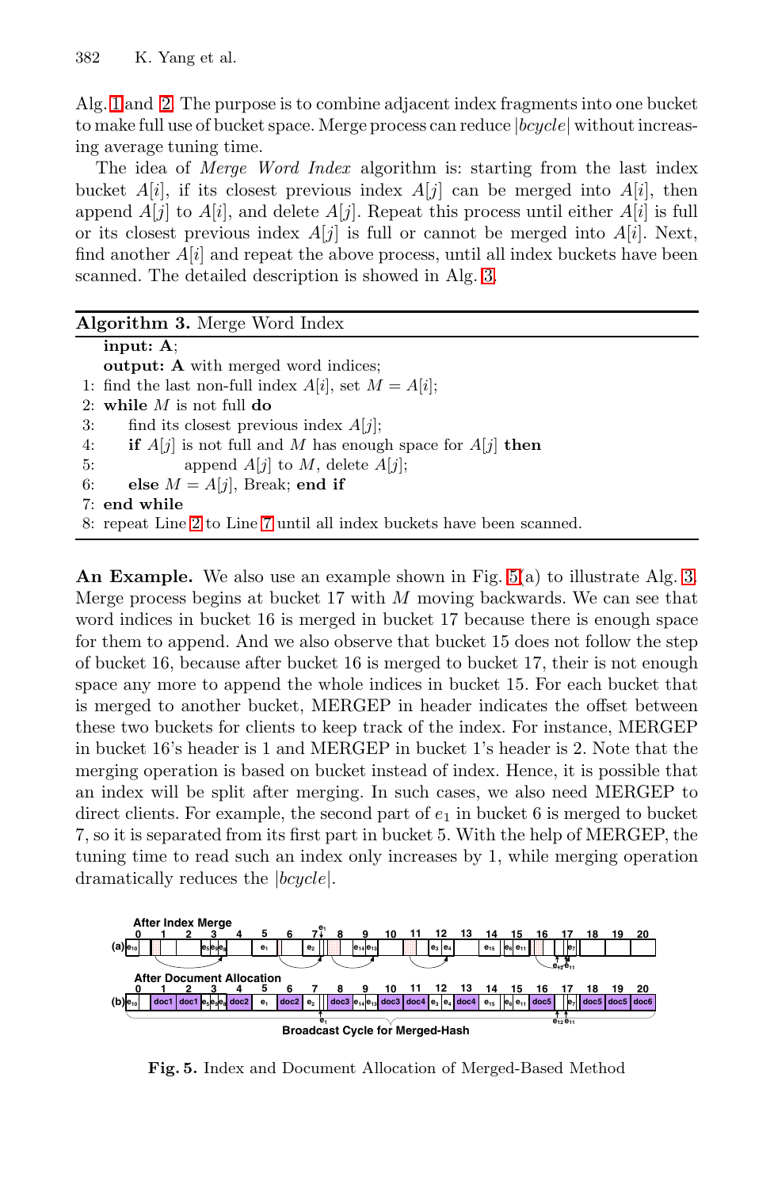Alg. 1 and 2. The purpose is to combine adjacent index fragments into one bucket to make full use of bucket space. Merge process can reduce $|bcycle|$ without increasing average tuning time.

The idea of *Merge Word Index* algorithm is: starting from the last index bucket $A[i]$, if its closest previous index $A[j]$ can be merged into $A[i]$, then append $A[j]$ to $A[i]$, and delete $A[j]$. Repeat this process until either $A[i]$ is full or its closest previous index $A[j]$ is full or cannot be merged into $A[i]$. Next, find another $A[i]$ and repeat the above process, until all index buckets have been scanned. The detailed description is showed in Alg. 3.

**Algorithm 3.** Merge Word Index

```
    input: A;
    output: A with merged word indices;
1: find the last non-full index A[i], set M = A[i];
2: while M is not full do
3:     find its closest previous index A[j];
4:     if A[j] is not full and M has enough space for A[j] then
5:         append A[j] to M, delete A[j];
6:     else M = A[j], Break; end if
7: end while
8: repeat Line 2 to Line 7 until all index buckets have been scanned.
```

**An Example.** We also use an example shown in Fig. 5(a) to illustrate Alg. 3. Merge process begins at bucket 17 with $M$ moving backwards. We can see that word indices in bucket 16 is merged in bucket 17 because there is enough space for them to append. And we also observe that bucket 15 does not follow the step of bucket 16, because after bucket 16 is merged to bucket 17, their is not enough space any more to append the whole indices in bucket 15. For each bucket that is merged to another bucket, MERGEP in header indicates the offset between these two buckets for clients to keep track of the index. For instance, MERGEP in bucket 16's header is 1 and MERGEP in bucket 1's header is 2. Note that the merging operation is based on bucket instead of index. Hence, it is possible that an index will be split after merging. In such cases, we also need MERGEP to direct clients. For example, the second part of $e_1$ in bucket 6 is merged to bucket 7, so it is separated from its first part in bucket 5. With the help of MERGEP, the tuning time to read such an index only increases by 1, while merging operation dramatically reduces the $|bcycle|$.

**Fig. 5.** Index and Document Allocation of Merged-Based Method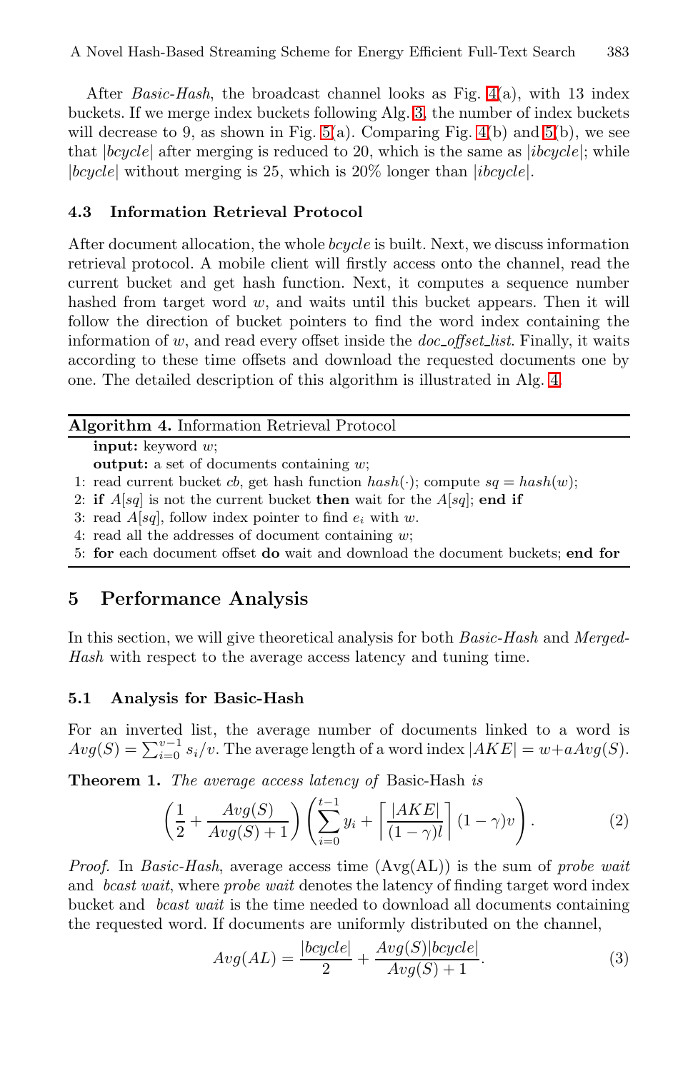After *Basic-Hash*, the broadcast channel looks as Fig. 4(a), with 13 index buckets. If we merge index buckets following Alg. 3, the number of index buckets will decrease to 9, as shown in Fig. 5(a). Comparing Fig. 4(b) and 5(b), we see that $|bcycle|$ after merging is reduced to 20, which is the same as $|ibcycle|$; while $|bcycle|$ without merging is 25, which is 20% longer than $|ibcycle|$.

### 4.3 Information Retrieval Protocol

After document allocation, the whole *bcycle* is built. Next, we discuss information retrieval protocol. A mobile client will firstly access onto the channel, read the current bucket and get hash function. Next, it computes a sequence number hashed from target word $w$, and waits until this bucket appears. Then it will follow the direction of bucket pointers to find the word index containing the information of $w$, and read every offset inside the *doc_offset_list*. Finally, it waits according to these time offsets and download the requested documents one by one. The detailed description of this algorithm is illustrated in Alg. 4.

---

**Algorithm 4.** Information Retrieval Protocol

**input:** keyword $w$;
**output:** a set of documents containing $w$;

1: read current bucket $cb$, get hash function $hash(\cdot)$; compute $sq = hash(w)$;
2: **if** $A[sq]$ is not the current bucket **then** wait for the $A[sq]$; **end if**
3: read $A[sq]$, follow index pointer to find $e_i$ with $w$.
4: read all the addresses of document containing $w$;
5: **for** each document offset **do** wait and download the document buckets; **end for**

---

## 5 Performance Analysis

In this section, we will give theoretical analysis for both *Basic-Hash* and *Merged-Hash* with respect to the average access latency and tuning time.

### 5.1 Analysis for Basic-Hash

For an inverted list, the average number of documents linked to a word is $Avg(S) = \sum_{i=0}^{v-1} s_i/v$. The average length of a word index $|AKE| = w + aAvg(S)$.

**Theorem 1.** *The average access latency of* Basic-Hash *is*

$$\left(\frac{1}{2} + \frac{Avg(S)}{Avg(S)+1}\right)\left(\sum_{i=0}^{t-1} y_i + \left\lceil \frac{|AKE|}{(1-\gamma)l} \right\rceil (1-\gamma)v\right). \tag{2}$$

*Proof.* In *Basic-Hash*, average access time (Avg(AL)) is the sum of *probe wait* and *bcast wait*, where *probe wait* denotes the latency of finding target word index bucket and *bcast wait* is the time needed to download all documents containing the requested word. If documents are uniformly distributed on the channel,

$$Avg(AL) = \frac{|bcycle|}{2} + \frac{Avg(S)|bcycle|}{Avg(S)+1}. \tag{3}$$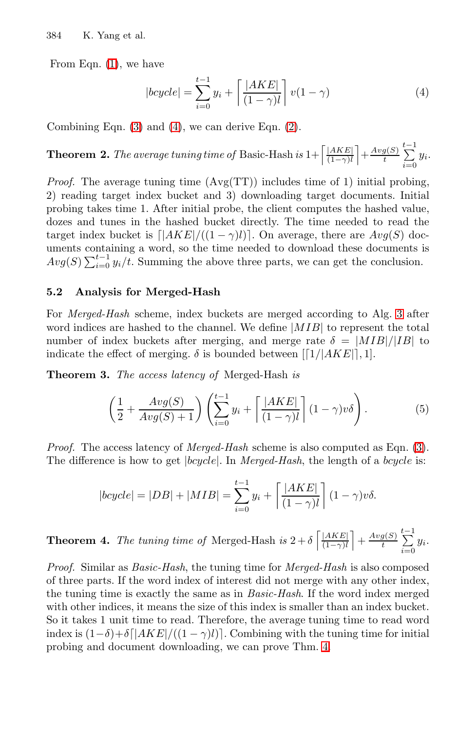From Eqn. (1), we have

$$|bcycle| = \sum_{i=0}^{t-1} y_i + \left\lceil \frac{|AKE|}{(1-\gamma)l} \right\rceil v(1-\gamma) \tag{4}$$

Combining Eqn. (3) and (4), we can derive Eqn. (2).

**Theorem 2.** *The average tuning time of* Basic-Hash *is* $1+\left\lceil \frac{|AKE|}{(1-\gamma)l} \right\rceil + \frac{Avg(S)}{t} \sum_{i=0}^{t-1} y_i$.

*Proof.* The average tuning time (Avg(TT)) includes time of 1) initial probing, 2) reading target index bucket and 3) downloading target documents. Initial probing takes time 1. After initial probe, the client computes the hashed value, dozes and tunes in the hashed bucket directly. The time needed to read the target index bucket is $\lceil |AKE|/((1-\gamma)l) \rceil$. On average, there are $Avg(S)$ documents containing a word, so the time needed to download these documents is $Avg(S) \sum_{i=0}^{t-1} y_i / t$. Summing the above three parts, we can get the conclusion.

### 5.2 Analysis for Merged-Hash

For *Merged-Hash* scheme, index buckets are merged according to Alg. 3 after word indices are hashed to the channel. We define $|MIB|$ to represent the total number of index buckets after merging, and merge rate $\delta = |MIB|/|IB|$ to indicate the effect of merging. $\delta$ is bounded between $[\lceil 1/|AKE| \rceil, 1]$.

**Theorem 3.** *The access latency of* Merged-Hash *is*

$$\left( \frac{1}{2} + \frac{Avg(S)}{Avg(S)+1} \right) \left( \sum_{i=0}^{t-1} y_i + \left\lceil \frac{|AKE|}{(1-\gamma)l} \right\rceil (1-\gamma)v\delta \right). \tag{5}$$

*Proof.* The access latency of *Merged-Hash* scheme is also computed as Eqn. (3). The difference is how to get $|bcycle|$. In *Merged-Hash*, the length of a *bcycle* is:

$$|bcycle| = |DB| + |MIB| = \sum_{i=0}^{t-1} y_i + \left\lceil \frac{|AKE|}{(1-\gamma)l} \right\rceil (1-\gamma)v\delta.$$

**Theorem 4.** *The tuning time of* Merged-Hash *is* $2+\delta \left\lceil \frac{|AKE|}{(1-\gamma)l} \right\rceil + \frac{Avg(S)}{t} \sum_{i=0}^{t-1} y_i$.

*Proof.* Similar as *Basic-Hash*, the tuning time for *Merged-Hash* is also composed of three parts. If the word index of interest did not merge with any other index, the tuning time is exactly the same as in *Basic-Hash*. If the word index merged with other indices, it means the size of this index is smaller than an index bucket. So it takes 1 unit time to read. Therefore, the average tuning time to read word index is $(1-\delta)+\delta\lceil |AKE|/((1-\gamma)l) \rceil$. Combining with the tuning time for initial probing and document downloading, we can prove Thm. 4.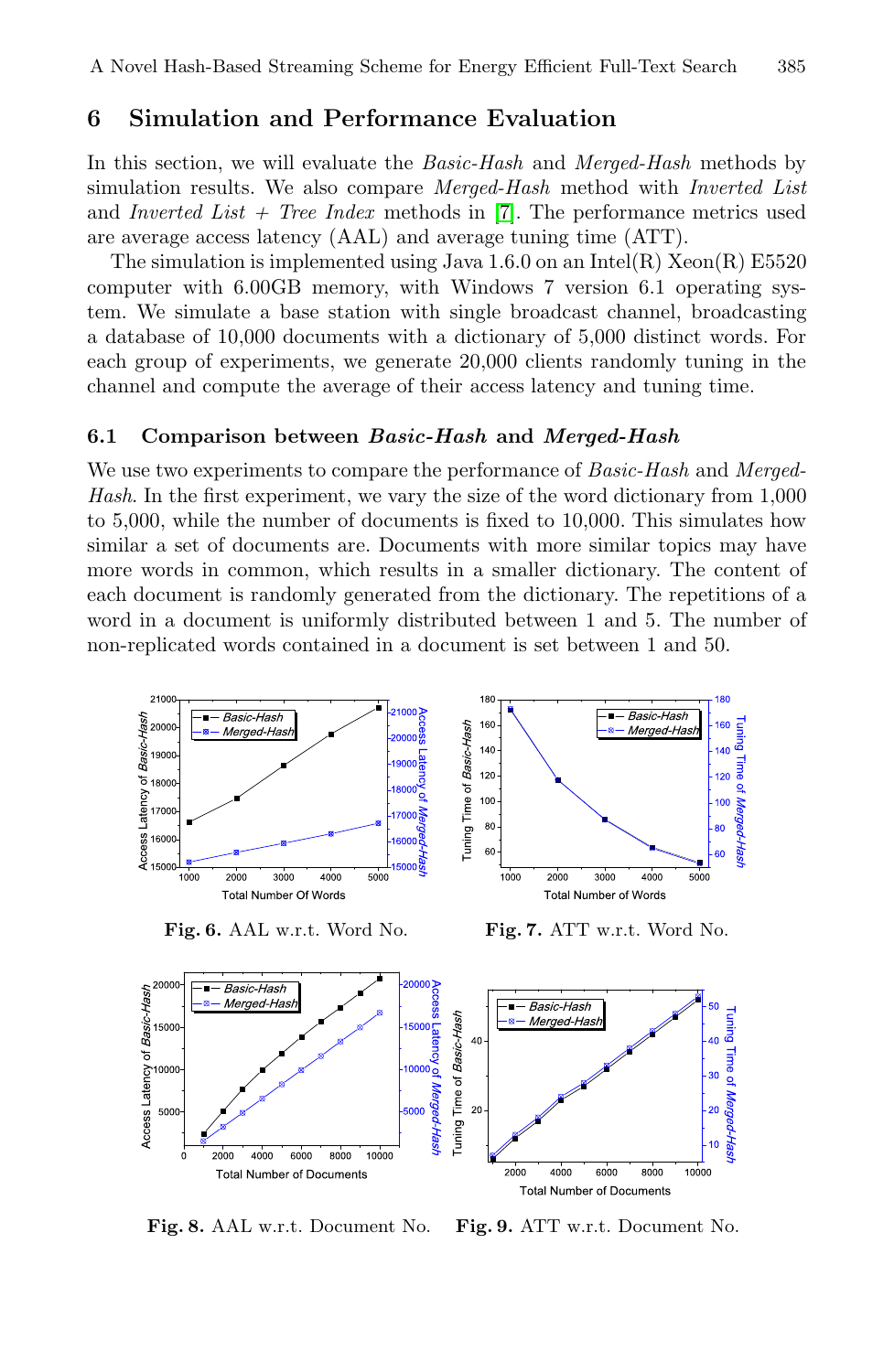## 6 Simulation and Performance Evaluation

In this section, we will evaluate the *Basic-Hash* and *Merged-Hash* methods by simulation results. We also compare *Merged-Hash* method with *Inverted List* and *Inverted List + Tree Index* methods in [7]. The performance metrics used are average access latency (AAL) and average tuning time (ATT).

The simulation is implemented using Java 1.6.0 on an Intel(R) Xeon(R) E5520 computer with 6.00GB memory, with Windows 7 version 6.1 operating system. We simulate a base station with single broadcast channel, broadcasting a database of 10,000 documents with a dictionary of 5,000 distinct words. For each group of experiments, we generate 20,000 clients randomly tuning in the channel and compute the average of their access latency and tuning time.

### 6.1 Comparison between *Basic-Hash* and *Merged-Hash*

We use two experiments to compare the performance of *Basic-Hash* and *Merged-Hash*. In the first experiment, we vary the size of the word dictionary from 1,000 to 5,000, while the number of documents is fixed to 10,000. This simulates how similar a set of documents are. Documents with more similar topics may have more words in common, which results in a smaller dictionary. The content of each document is randomly generated from the dictionary. The repetitions of a word in a document is uniformly distributed between 1 and 5. The number of non-replicated words contained in a document is set between 1 and 50.

**Fig. 6.** AAL w.r.t. Word No.

**Fig. 7.** ATT w.r.t. Word No.

**Fig. 8.** AAL w.r.t. Document No.

**Fig. 9.** ATT w.r.t. Document No.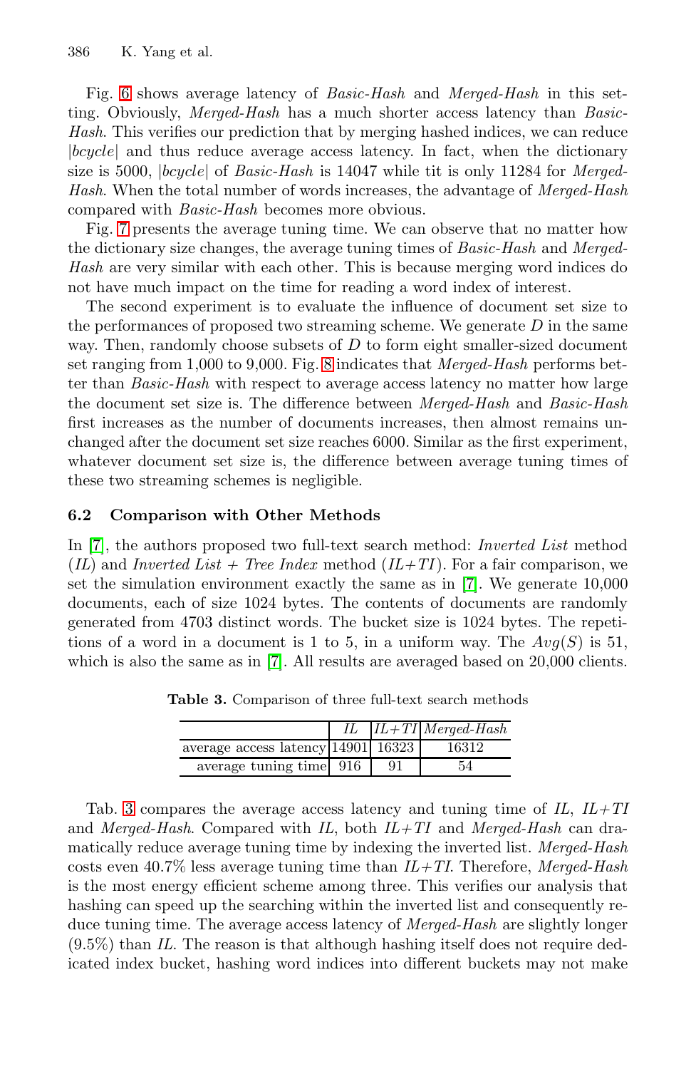Fig. 6 shows average latency of *Basic-Hash* and *Merged-Hash* in this setting. Obviously, *Merged-Hash* has a much shorter access latency than *Basic-Hash*. This verifies our prediction that by merging hashed indices, we can reduce $|bcycle|$ and thus reduce average access latency. In fact, when the dictionary size is 5000, $|bcycle|$ of *Basic-Hash* is 14047 while tit is only 11284 for *Merged-Hash*. When the total number of words increases, the advantage of *Merged-Hash* compared with *Basic-Hash* becomes more obvious.

Fig. 7 presents the average tuning time. We can observe that no matter how the dictionary size changes, the average tuning times of *Basic-Hash* and *Merged-Hash* are very similar with each other. This is because merging word indices do not have much impact on the time for reading a word index of interest.

The second experiment is to evaluate the influence of document set size to the performances of proposed two streaming scheme. We generate $D$ in the same way. Then, randomly choose subsets of $D$ to form eight smaller-sized document set ranging from 1,000 to 9,000. Fig. 8 indicates that *Merged-Hash* performs better than *Basic-Hash* with respect to average access latency no matter how large the document set size is. The difference between *Merged-Hash* and *Basic-Hash* first increases as the number of documents increases, then almost remains unchanged after the document set size reaches 6000. Similar as the first experiment, whatever document set size is, the difference between average tuning times of these two streaming schemes is negligible.

### 6.2 Comparison with Other Methods

In [7], the authors proposed two full-text search method: *Inverted List* method (*IL*) and *Inverted List + Tree Index* method (*IL+TI*). For a fair comparison, we set the simulation environment exactly the same as in [7]. We generate 10,000 documents, each of size 1024 bytes. The contents of documents are randomly generated from 4703 distinct words. The bucket size is 1024 bytes. The repetitions of a word in a document is 1 to 5, in a uniform way. The $Avg(S)$ is 51, which is also the same as in [7]. All results are averaged based on 20,000 clients.

**Table 3.** Comparison of three full-text search methods

| | *IL* | *IL+TI* | *Merged-Hash* |
|---|---|---|---|
| average access latency | 14901 | 16323 | 16312 |
| average tuning time | 916 | 91 | 54 |

Tab. 3 compares the average access latency and tuning time of *IL*, *IL+TI* and *Merged-Hash*. Compared with *IL*, both *IL+TI* and *Merged-Hash* can dramatically reduce average tuning time by indexing the inverted list. *Merged-Hash* costs even 40.7% less average tuning time than *IL+TI*. Therefore, *Merged-Hash* is the most energy efficient scheme among three. This verifies our analysis that hashing can speed up the searching within the inverted list and consequently reduce tuning time. The average access latency of *Merged-Hash* are slightly longer (9.5%) than *IL*. The reason is that although hashing itself does not require dedicated index bucket, hashing word indices into different buckets may not make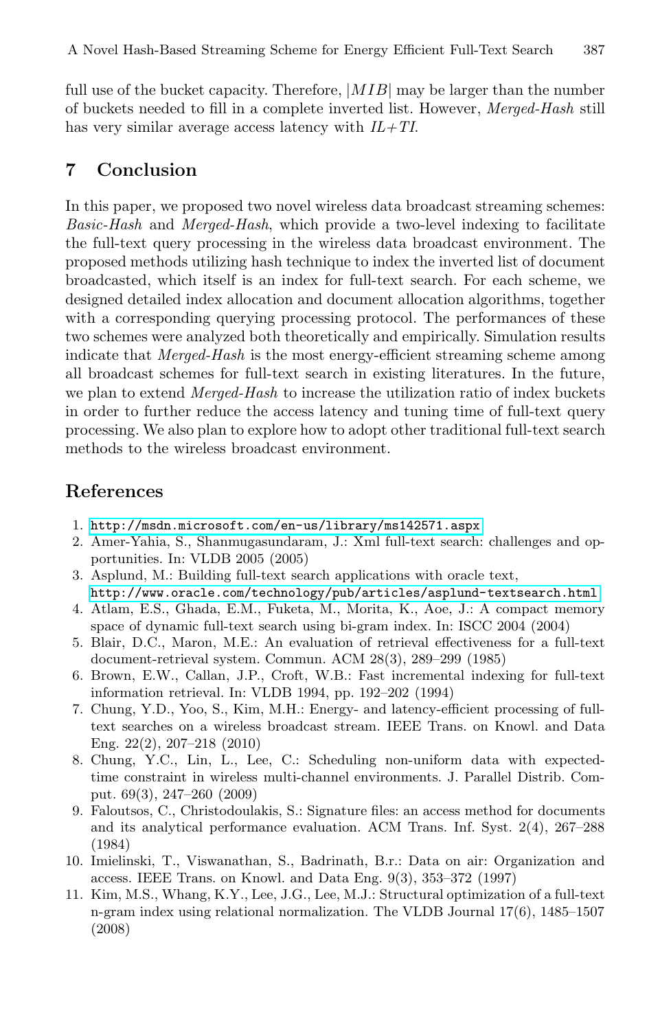full use of the bucket capacity. Therefore, $|MIB|$ may be larger than the number of buckets needed to fill in a complete inverted list. However, *Merged-Hash* still has very similar average access latency with *IL+TI*.

## 7 Conclusion

In this paper, we proposed two novel wireless data broadcast streaming schemes: *Basic-Hash* and *Merged-Hash*, which provide a two-level indexing to facilitate the full-text query processing in the wireless data broadcast environment. The proposed methods utilizing hash technique to index the inverted list of document broadcasted, which itself is an index for full-text search. For each scheme, we designed detailed index allocation and document allocation algorithms, together with a corresponding querying processing protocol. The performances of these two schemes were analyzed both theoretically and empirically. Simulation results indicate that *Merged-Hash* is the most energy-efficient streaming scheme among all broadcast schemes for full-text search in existing literatures. In the future, we plan to extend *Merged-Hash* to increase the utilization ratio of index buckets in order to further reduce the access latency and tuning time of full-text query processing. We also plan to explore how to adopt other traditional full-text search methods to the wireless broadcast environment.

## References

1. http://msdn.microsoft.com/en-us/library/ms142571.aspx
2. Amer-Yahia, S., Shanmugasundaram, J.: Xml full-text search: challenges and opportunities. In: VLDB 2005 (2005)
3. Asplund, M.: Building full-text search applications with oracle text, http://www.oracle.com/technology/pub/articles/asplund-textsearch.html
4. Atlam, E.S., Ghada, E.M., Fuketa, M., Morita, K., Aoe, J.: A compact memory space of dynamic full-text search using bi-gram index. In: ISCC 2004 (2004)
5. Blair, D.C., Maron, M.E.: An evaluation of retrieval effectiveness for a full-text document-retrieval system. Commun. ACM 28(3), 289–299 (1985)
6. Brown, E.W., Callan, J.P., Croft, W.B.: Fast incremental indexing for full-text information retrieval. In: VLDB 1994, pp. 192–202 (1994)
7. Chung, Y.D., Yoo, S., Kim, M.H.: Energy- and latency-efficient processing of full-text searches on a wireless broadcast stream. IEEE Trans. on Knowl. and Data Eng. 22(2), 207–218 (2010)
8. Chung, Y.C., Lin, L., Lee, C.: Scheduling non-uniform data with expected-time constraint in wireless multi-channel environments. J. Parallel Distrib. Comput. 69(3), 247–260 (2009)
9. Faloutsos, C., Christodoulakis, S.: Signature files: an access method for documents and its analytical performance evaluation. ACM Trans. Inf. Syst. 2(4), 267–288 (1984)
10. Imielinski, T., Viswanathan, S., Badrinath, B.r.: Data on air: Organization and access. IEEE Trans. on Knowl. and Data Eng. 9(3), 353–372 (1997)
11. Kim, M.S., Whang, K.Y., Lee, J.G., Lee, M.J.: Structural optimization of a full-text n-gram index using relational normalization. The VLDB Journal 17(6), 1485–1507 (2008)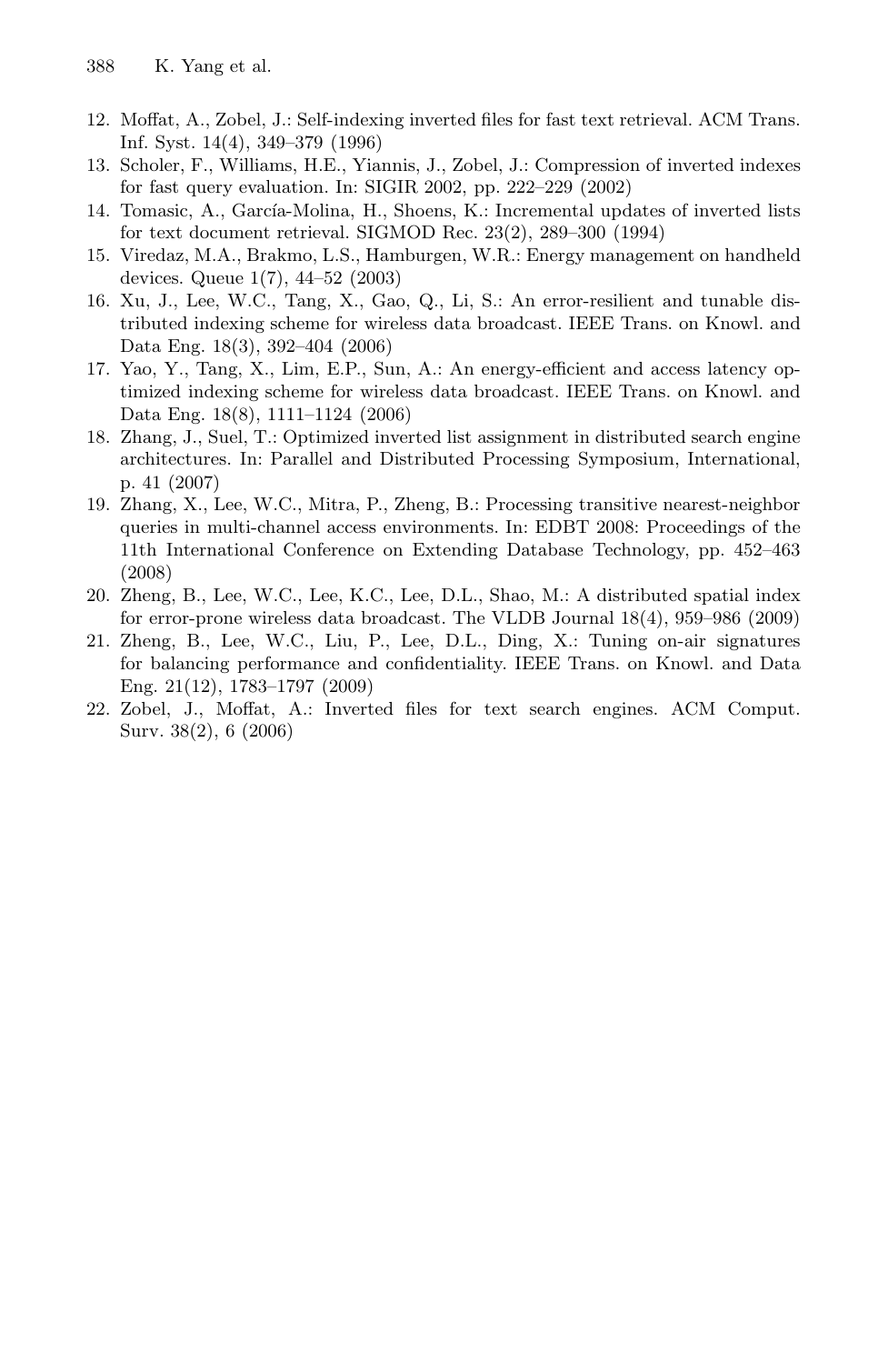12. Moffat, A., Zobel, J.: Self-indexing inverted files for fast text retrieval. ACM Trans. Inf. Syst. 14(4), 349–379 (1996)
13. Scholer, F., Williams, H.E., Yiannis, J., Zobel, J.: Compression of inverted indexes for fast query evaluation. In: SIGIR 2002, pp. 222–229 (2002)
14. Tomasic, A., García-Molina, H., Shoens, K.: Incremental updates of inverted lists for text document retrieval. SIGMOD Rec. 23(2), 289–300 (1994)
15. Viredaz, M.A., Brakmo, L.S., Hamburgen, W.R.: Energy management on handheld devices. Queue 1(7), 44–52 (2003)
16. Xu, J., Lee, W.C., Tang, X., Gao, Q., Li, S.: An error-resilient and tunable distributed indexing scheme for wireless data broadcast. IEEE Trans. on Knowl. and Data Eng. 18(3), 392–404 (2006)
17. Yao, Y., Tang, X., Lim, E.P., Sun, A.: An energy-efficient and access latency optimized indexing scheme for wireless data broadcast. IEEE Trans. on Knowl. and Data Eng. 18(8), 1111–1124 (2006)
18. Zhang, J., Suel, T.: Optimized inverted list assignment in distributed search engine architectures. In: Parallel and Distributed Processing Symposium, International, p. 41 (2007)
19. Zhang, X., Lee, W.C., Mitra, P., Zheng, B.: Processing transitive nearest-neighbor queries in multi-channel access environments. In: EDBT 2008: Proceedings of the 11th International Conference on Extending Database Technology, pp. 452–463 (2008)
20. Zheng, B., Lee, W.C., Lee, K.C., Lee, D.L., Shao, M.: A distributed spatial index for error-prone wireless data broadcast. The VLDB Journal 18(4), 959–986 (2009)
21. Zheng, B., Lee, W.C., Liu, P., Lee, D.L., Ding, X.: Tuning on-air signatures for balancing performance and confidentiality. IEEE Trans. on Knowl. and Data Eng. 21(12), 1783–1797 (2009)
22. Zobel, J., Moffat, A.: Inverted files for text search engines. ACM Comput. Surv. 38(2), 6 (2006)